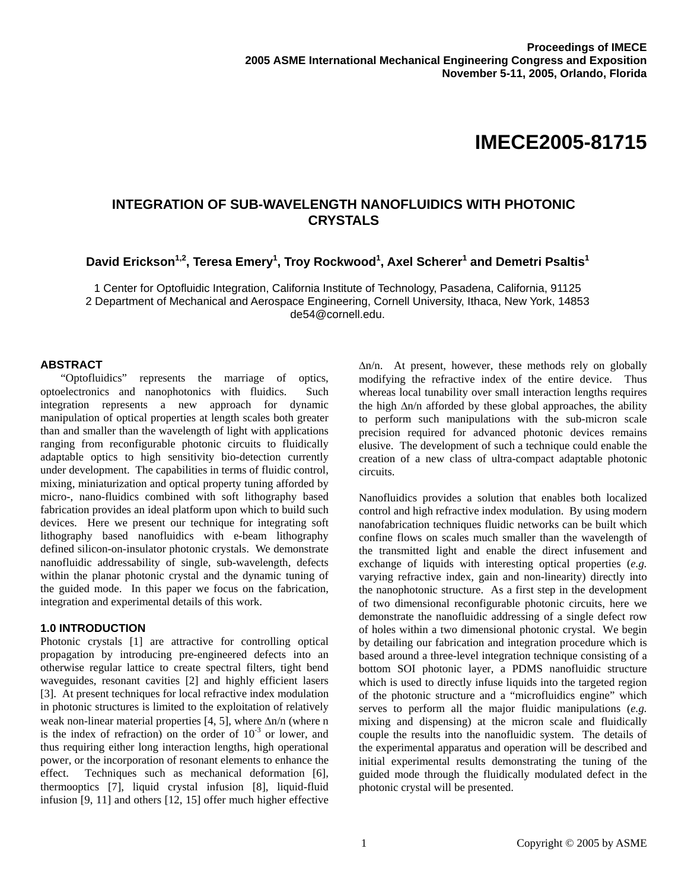Proceedings of IMECE
2005 ASME International Mechanical Engineering Congress and Exposition
November 5-11, 2005, Orlando, Florida

# IMECE2005-81715

## INTEGRATION OF SUB-WAVELENGTH NANOFLUIDICS WITH PHOTONIC CRYSTALS

**David Erickson[1,2], Teresa Emery[1], Troy Rockwood[1], Axel Scherer[1] and Demetri Psaltis[1]**

1 Center for Optofluidic Integration, California Institute of Technology, Pasadena, California, 91125
2 Department of Mechanical and Aerospace Engineering, Cornell University, Ithaca, New York, 14853
de54@cornell.edu.

### ABSTRACT

"Optofluidics" represents the marriage of optics, optoelectronics and nanophotonics with fluidics. Such integration represents a new approach for dynamic manipulation of optical properties at length scales both greater than and smaller than the wavelength of light with applications ranging from reconfigurable photonic circuits to fluidically adaptable optics to high sensitivity bio-detection currently under development. The capabilities in terms of fluidic control, mixing, miniaturization and optical property tuning afforded by micro-, nano-fluidics combined with soft lithography based fabrication provides an ideal platform upon which to build such devices. Here we present our technique for integrating soft lithography based nanofluidics with e-beam lithography defined silicon-on-insulator photonic crystals. We demonstrate nanofluidic addressability of single, sub-wavelength, defects within the planar photonic crystal and the dynamic tuning of the guided mode. In this paper we focus on the fabrication, integration and experimental details of this work.

### 1.0 INTRODUCTION

Photonic crystals [1] are attractive for controlling optical propagation by introducing pre-engineered defects into an otherwise regular lattice to create spectral filters, tight bend waveguides, resonant cavities [2] and highly efficient lasers [3]. At present techniques for local refractive index modulation in photonic structures is limited to the exploitation of relatively weak non-linear material properties [4, 5], where $\Delta n/n$ (where n is the index of refraction) on the order of $10^{-3}$ or lower, and thus requiring either long interaction lengths, high operational power, or the incorporation of resonant elements to enhance the effect. Techniques such as mechanical deformation [6], thermooptics [7], liquid crystal infusion [8], liquid-fluid infusion [9, 11] and others [12, 15] offer much higher effective $\Delta n/n$. At present, however, these methods rely on globally modifying the refractive index of the entire device. Thus whereas local tunability over small interaction lengths requires the high $\Delta n/n$ afforded by these global approaches, the ability to perform such manipulations with the sub-micron scale precision required for advanced photonic devices remains elusive. The development of such a technique could enable the creation of a new class of ultra-compact adaptable photonic circuits.

Nanofluidics provides a solution that enables both localized control and high refractive index modulation. By using modern nanofabrication techniques fluidic networks can be built which confine flows on scales much smaller than the wavelength of the transmitted light and enable the direct infusement and exchange of liquids with interesting optical properties (*e.g.* varying refractive index, gain and non-linearity) directly into the nanophotonic structure. As a first step in the development of two dimensional reconfigurable photonic circuits, here we demonstrate the nanofluidic addressing of a single defect row of holes within a two dimensional photonic crystal. We begin by detailing our fabrication and integration procedure which is based around a three-level integration technique consisting of a bottom SOI photonic layer, a PDMS nanofluidic structure which is used to directly infuse liquids into the targeted region of the photonic structure and a "microfluidics engine" which serves to perform all the major fluidic manipulations (*e.g.* mixing and dispensing) at the micron scale and fluidically couple the results into the nanofluidic system. The details of the experimental apparatus and operation will be described and initial experimental results demonstrating the tuning of the guided mode through the fluidically modulated defect in the photonic crystal will be presented.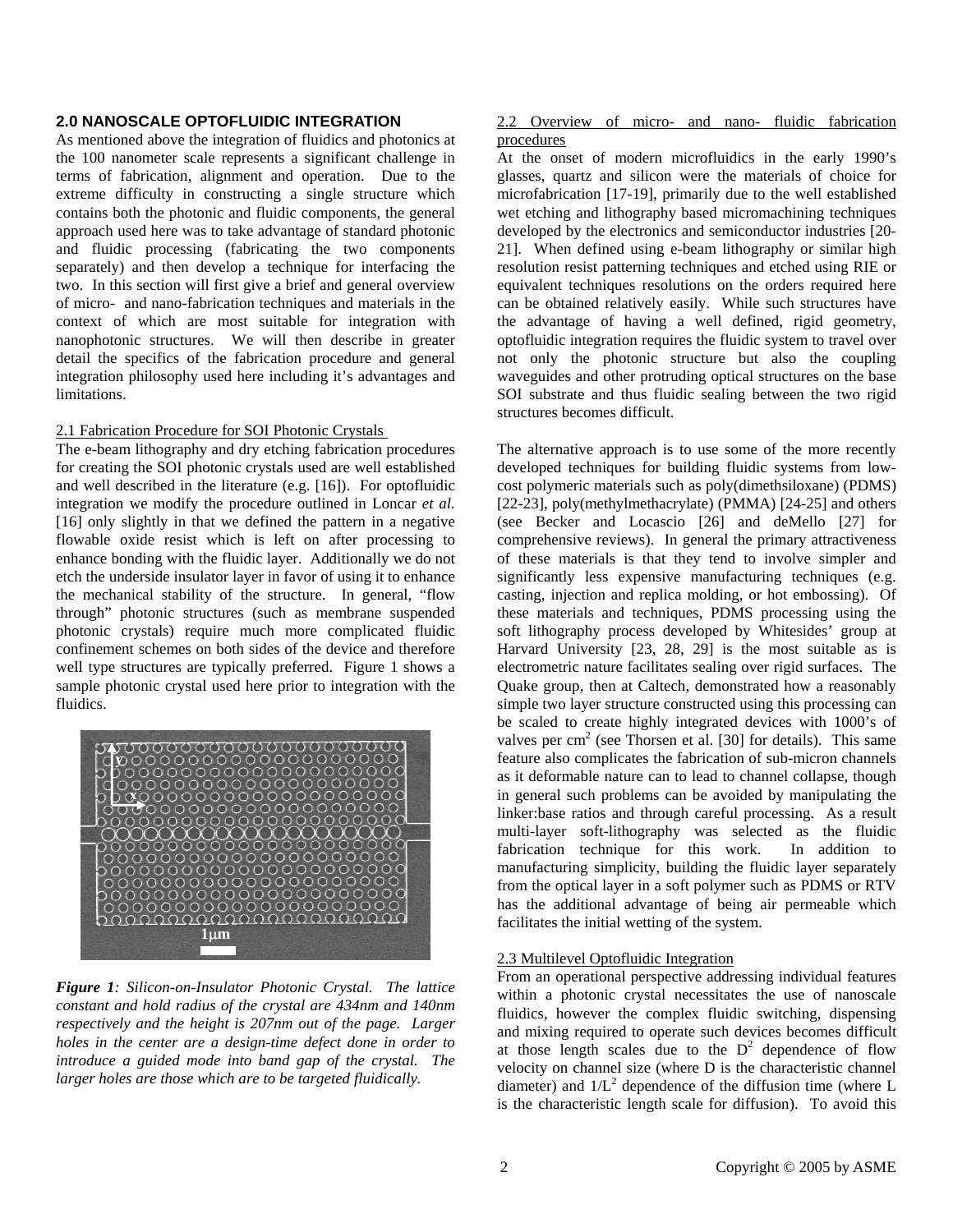## 2.0 NANOSCALE OPTOFLUIDIC INTEGRATION

As mentioned above the integration of fluidics and photonics at the 100 nanometer scale represents a significant challenge in terms of fabrication, alignment and operation. Due to the extreme difficulty in constructing a single structure which contains both the photonic and fluidic components, the general approach used here was to take advantage of standard photonic and fluidic processing (fabricating the two components separately) and then develop a technique for interfacing the two. In this section will first give a brief and general overview of micro- and nano-fabrication techniques and materials in the context of which are most suitable for integration with nanophotonic structures. We will then describe in greater detail the specifics of the fabrication procedure and general integration philosophy used here including it's advantages and limitations.

### 2.1 Fabrication Procedure for SOI Photonic Crystals

The e-beam lithography and dry etching fabrication procedures for creating the SOI photonic crystals used are well established and well described in the literature (e.g. [16]). For optofluidic integration we modify the procedure outlined in Loncar *et al.* [16] only slightly in that we defined the pattern in a negative flowable oxide resist which is left on after processing to enhance bonding with the fluidic layer. Additionally we do not etch the underside insulator layer in favor of using it to enhance the mechanical stability of the structure. In general, "flow through" photonic structures (such as membrane suspended photonic crystals) require much more complicated fluidic confinement schemes on both sides of the device and therefore well type structures are typically preferred. Figure 1 shows a sample photonic crystal used here prior to integration with the fluidics.

***Figure 1****: Silicon-on-Insulator Photonic Crystal. The lattice constant and hold radius of the crystal are 434nm and 140nm respectively and the height is 207nm out of the page. Larger holes in the center are a design-time defect done in order to introduce a guided mode into band gap of the crystal. The larger holes are those which are to be targeted fluidically.*

### 2.2 Overview of micro- and nano- fluidic fabrication procedures

At the onset of modern microfluidics in the early 1990's glasses, quartz and silicon were the materials of choice for microfabrication [17-19], primarily due to the well established wet etching and lithography based micromachining techniques developed by the electronics and semiconductor industries [20-21]. When defined using e-beam lithography or similar high resolution resist patterning techniques and etched using RIE or equivalent techniques resolutions on the orders required here can be obtained relatively easily. While such structures have the advantage of having a well defined, rigid geometry, optofluidic integration requires the fluidic system to travel over not only the photonic structure but also the coupling waveguides and other protruding optical structures on the base SOI substrate and thus fluidic sealing between the two rigid structures becomes difficult.

The alternative approach is to use some of the more recently developed techniques for building fluidic systems from low-cost polymeric materials such as poly(dimethsiloxane) (PDMS) [22-23], poly(methylmethacrylate) (PMMA) [24-25] and others (see Becker and Locascio [26] and deMello [27] for comprehensive reviews). In general the primary attractiveness of these materials is that they tend to involve simpler and significantly less expensive manufacturing techniques (e.g. casting, injection and replica molding, or hot embossing). Of these materials and techniques, PDMS processing using the soft lithography process developed by Whitesides' group at Harvard University [23, 28, 29] is the most suitable as is electrometric nature facilitates sealing over rigid surfaces. The Quake group, then at Caltech, demonstrated how a reasonably simple two layer structure constructed using this processing can be scaled to create highly integrated devices with 1000's of valves per $cm^2$ (see Thorsen et al. [30] for details). This same feature also complicates the fabrication of sub-micron channels as it deformable nature can to lead to channel collapse, though in general such problems can be avoided by manipulating the linker:base ratios and through careful processing. As a result multi-layer soft-lithography was selected as the fluidic fabrication technique for this work. In addition to manufacturing simplicity, building the fluidic layer separately from the optical layer in a soft polymer such as PDMS or RTV has the additional advantage of being air permeable which facilitates the initial wetting of the system.

### 2.3 Multilevel Optofluidic Integration

From an operational perspective addressing individual features within a photonic crystal necessitates the use of nanoscale fluidics, however the complex fluidic switching, dispensing and mixing required to operate such devices becomes difficult at those length scales due to the $D^2$ dependence of flow velocity on channel size (where D is the characteristic channel diameter) and $1/L^2$ dependence of the diffusion time (where L is the characteristic length scale for diffusion). To avoid this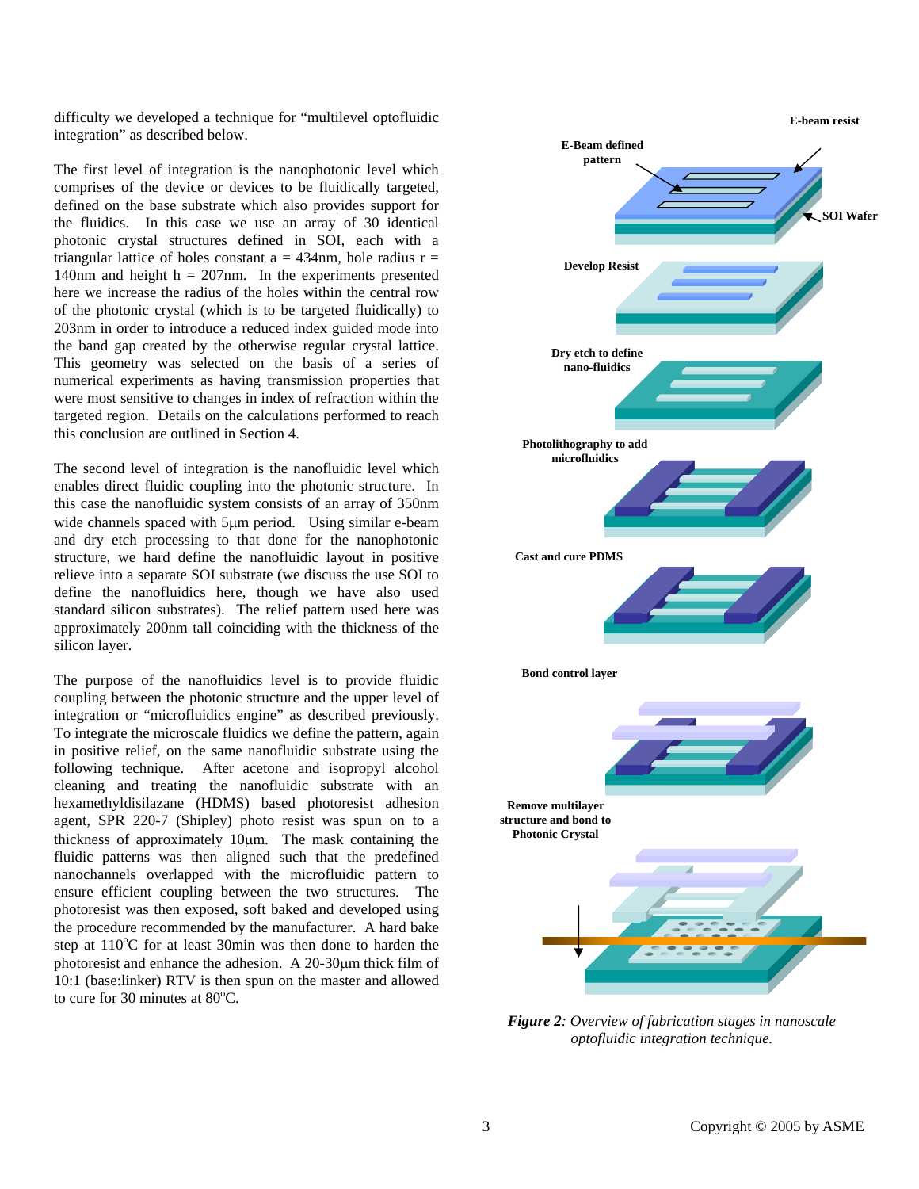difficulty we developed a technique for “multilevel optofluidic integration” as described below.

The first level of integration is the nanophotonic level which comprises of the device or devices to be fluidically targeted, defined on the base substrate which also provides support for the fluidics. In this case we use an array of 30 identical photonic crystal structures defined in SOI, each with a triangular lattice of holes constant a = 434nm, hole radius r = 140nm and height h = 207nm. In the experiments presented here we increase the radius of the holes within the central row of the photonic crystal (which is to be targeted fluidically) to 203nm in order to introduce a reduced index guided mode into the band gap created by the otherwise regular crystal lattice. This geometry was selected on the basis of a series of numerical experiments as having transmission properties that were most sensitive to changes in index of refraction within the targeted region. Details on the calculations performed to reach this conclusion are outlined in Section 4.

The second level of integration is the nanofluidic level which enables direct fluidic coupling into the photonic structure. In this case the nanofluidic system consists of an array of 350nm wide channels spaced with 5μm period. Using similar e-beam and dry etch processing to that done for the nanophotonic structure, we hard define the nanofluidic layout in positive relieve into a separate SOI substrate (we discuss the use SOI to define the nanofluidics here, though we have also used standard silicon substrates). The relief pattern used here was approximately 200nm tall coinciding with the thickness of the silicon layer.

The purpose of the nanofluidics level is to provide fluidic coupling between the photonic structure and the upper level of integration or “microfluidics engine” as described previously. To integrate the microscale fluidics we define the pattern, again in positive relief, on the same nanofluidic substrate using the following technique. After acetone and isopropyl alcohol cleaning and treating the nanofluidic substrate with an hexamethyldisilazane (HDMS) based photoresist adhesion agent, SPR 220-7 (Shipley) photo resist was spun on to a thickness of approximately 10μm. The mask containing the fluidic patterns was then aligned such that the predefined nanochannels overlapped with the microfluidic pattern to ensure efficient coupling between the two structures. The photoresist was then exposed, soft baked and developed using the procedure recommended by the manufacturer. A hard bake step at 110°C for at least 30min was then done to harden the photoresist and enhance the adhesion. A 20-30μm thick film of 10:1 (base:linker) RTV is then spun on the master and allowed to cure for 30 minutes at 80°C.

E-beam resist

E-Beam defined pattern

SOI Wafer

Develop Resist

Dry etch to define nano-fluidics

Photolithography to add microfluidics

Cast and cure PDMS

Bond control layer

Remove multilayer structure and bond to Photonic Crystal

***Figure 2**: Overview of fabrication stages in nanoscale optofluidic integration technique.*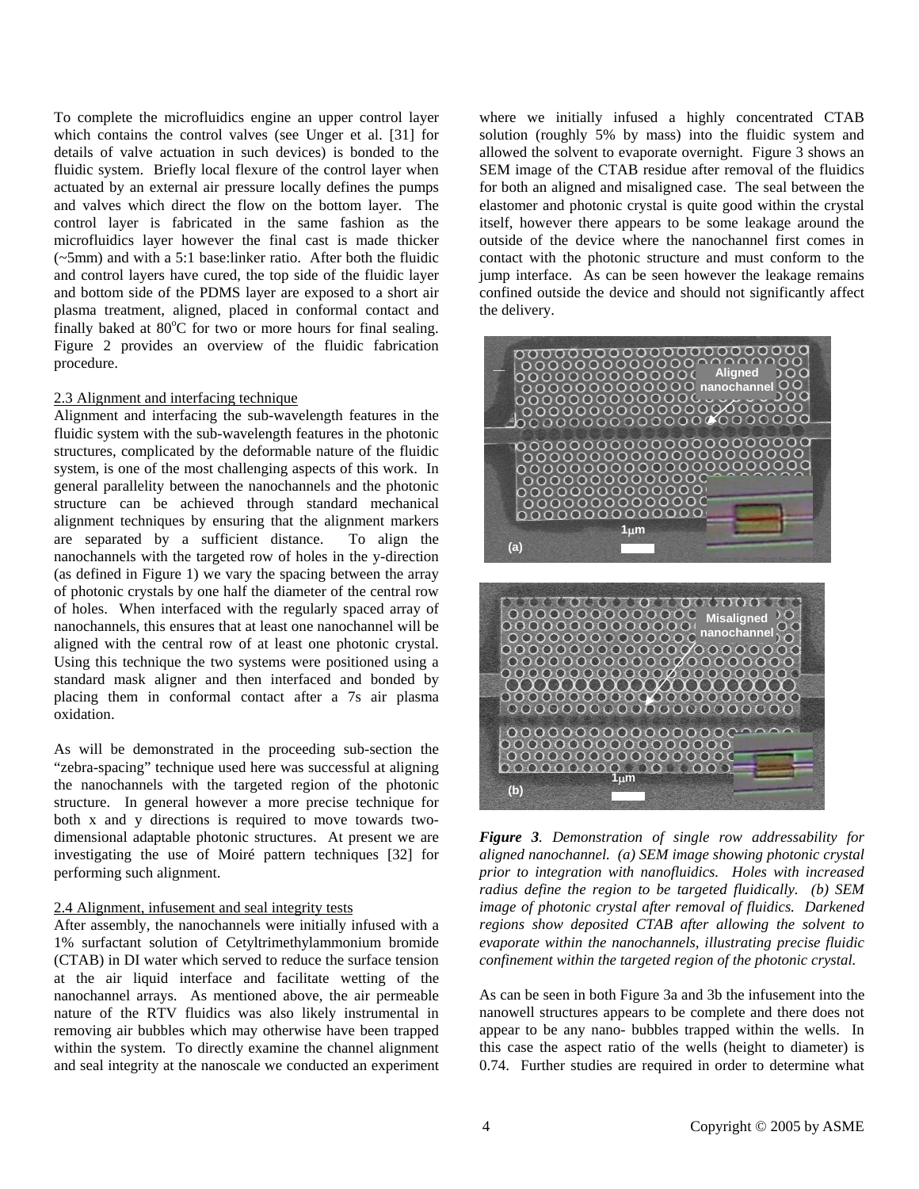To complete the microfluidics engine an upper control layer which contains the control valves (see Unger et al. [31] for details of valve actuation in such devices) is bonded to the fluidic system. Briefly local flexure of the control layer when actuated by an external air pressure locally defines the pumps and valves which direct the flow on the bottom layer. The control layer is fabricated in the same fashion as the microfluidics layer however the final cast is made thicker (~5mm) and with a 5:1 base:linker ratio. After both the fluidic and control layers have cured, the top side of the fluidic layer and bottom side of the PDMS layer are exposed to a short air plasma treatment, aligned, placed in conformal contact and finally baked at 80$^o$C for two or more hours for final sealing. Figure 2 provides an overview of the fluidic fabrication procedure.

## 2.3 Alignment and interfacing technique

Alignment and interfacing the sub-wavelength features in the fluidic system with the sub-wavelength features in the photonic structures, complicated by the deformable nature of the fluidic system, is one of the most challenging aspects of this work. In general parallelity between the nanochannels and the photonic structure can be achieved through standard mechanical alignment techniques by ensuring that the alignment markers are separated by a sufficient distance. To align the nanochannels with the targeted row of holes in the y-direction (as defined in Figure 1) we vary the spacing between the array of photonic crystals by one half the diameter of the central row of holes. When interfaced with the regularly spaced array of nanochannels, this ensures that at least one nanochannel will be aligned with the central row of at least one photonic crystal. Using this technique the two systems were positioned using a standard mask aligner and then interfaced and bonded by placing them in conformal contact after a 7s air plasma oxidation.

As will be demonstrated in the proceeding sub-section the "zebra-spacing" technique used here was successful at aligning the nanochannels with the targeted region of the photonic structure. In general however a more precise technique for both x and y directions is required to move towards two-dimensional adaptable photonic structures. At present we are investigating the use of Moiré pattern techniques [32] for performing such alignment.

## 2.4 Alignment, infusement and seal integrity tests

After assembly, the nanochannels were initially infused with a 1% surfactant solution of Cetyltrimethylammonium bromide (CTAB) in DI water which served to reduce the surface tension at the air liquid interface and facilitate wetting of the nanochannel arrays. As mentioned above, the air permeable nature of the RTV fluidics was also likely instrumental in removing air bubbles which may otherwise have been trapped within the system. To directly examine the channel alignment and seal integrity at the nanoscale we conducted an experiment where we initially infused a highly concentrated CTAB solution (roughly 5% by mass) into the fluidic system and allowed the solvent to evaporate overnight. Figure 3 shows an SEM image of the CTAB residue after removal of the fluidics for both an aligned and misaligned case. The seal between the elastomer and photonic crystal is quite good within the crystal itself, however there appears to be some leakage around the outside of the device where the nanochannel first comes in contact with the photonic structure and must conform to the jump interface. As can be seen however the leakage remains confined outside the device and should not significantly affect the delivery.

***Figure 3**. Demonstration of single row addressability for aligned nanochannel. (a) SEM image showing photonic crystal prior to integration with nanofluidics. Holes with increased radius define the region to be targeted fluidically. (b) SEM image of photonic crystal after removal of fluidics. Darkened regions show deposited CTAB after allowing the solvent to evaporate within the nanochannels, illustrating precise fluidic confinement within the targeted region of the photonic crystal.*

As can be seen in both Figure 3a and 3b the infusement into the nanowell structures appears to be complete and there does not appear to be any nano- bubbles trapped within the wells. In this case the aspect ratio of the wells (height to diameter) is 0.74. Further studies are required in order to determine what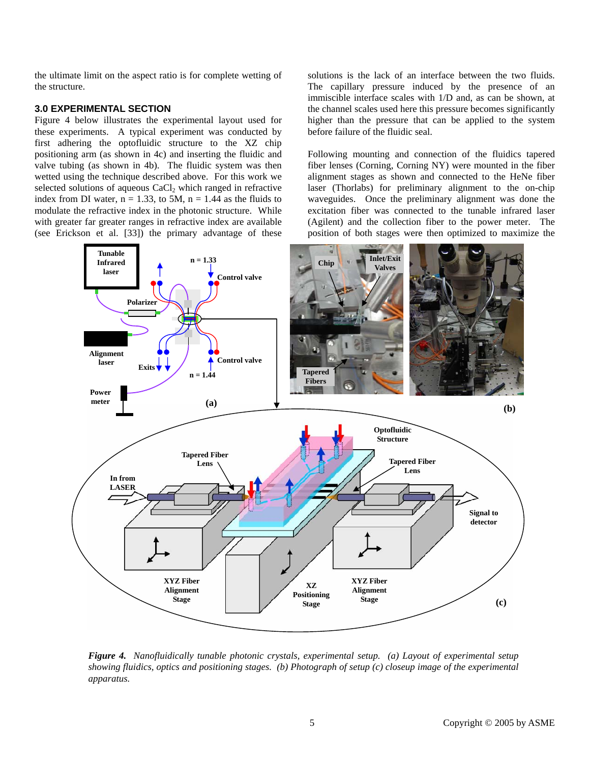the ultimate limit on the aspect ratio is for complete wetting of the structure.

## 3.0 EXPERIMENTAL SECTION

Figure 4 below illustrates the experimental layout used for these experiments. A typical experiment was conducted by first adhering the optofluidic structure to the XZ chip positioning arm (as shown in 4c) and inserting the fluidic and valve tubing (as shown in 4b). The fluidic system was then wetted using the technique described above. For this work we selected solutions of aqueous $CaCl_2$ which ranged in refractive index from DI water, n = 1.33, to 5M, n = 1.44 as the fluids to modulate the refractive index in the photonic structure. While with greater far greater ranges in refractive index are available (see Erickson et al. [33]) the primary advantage of these solutions is the lack of an interface between the two fluids. The capillary pressure induced by the presence of an immiscible interface scales with 1/D and, as can be shown, at the channel scales used here this pressure becomes significantly higher than the pressure that can be applied to the system before failure of the fluidic seal.

Following mounting and connection of the fluidics tapered fiber lenses (Corning, Corning NY) were mounted in the fiber alignment stages as shown and connected to the HeNe fiber laser (Thorlabs) for preliminary alignment to the on-chip waveguides. Once the preliminary alignment was done the excitation fiber was connected to the tunable infrared laser (Agilent) and the collection fiber to the power meter. The position of both stages were then optimized to maximize the

*Figure 4. Nanofluidically tunable photonic crystals, experimental setup. (a) Layout of experimental setup showing fluidics, optics and positioning stages. (b) Photograph of setup (c) closeup image of the experimental apparatus.*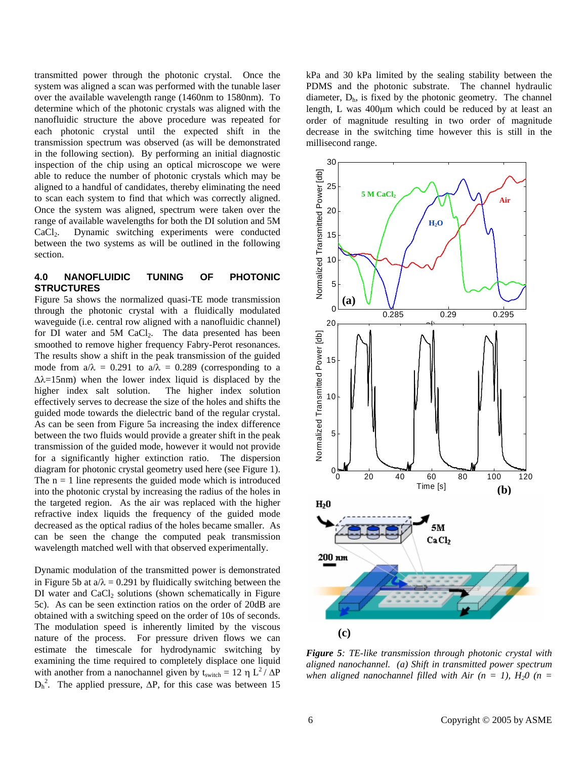transmitted power through the photonic crystal. Once the system was aligned a scan was performed with the tunable laser over the available wavelength range (1460nm to 1580nm). To determine which of the photonic crystals was aligned with the nanofluidic structure the above procedure was repeated for each photonic crystal until the expected shift in the transmission spectrum was observed (as will be demonstrated in the following section). By performing an initial diagnostic inspection of the chip using an optical microscope we were able to reduce the number of photonic crystals which may be aligned to a handful of candidates, thereby eliminating the need to scan each system to find that which was correctly aligned. Once the system was aligned, spectrum were taken over the range of available wavelengths for both the DI solution and 5M $CaCl_2$. Dynamic switching experiments were conducted between the two systems as will be outlined in the following section.

## 4.0 NANOFLUIDIC TUNING OF PHOTONIC STRUCTURES

Figure 5a shows the normalized quasi-TE mode transmission through the photonic crystal with a fluidically modulated waveguide (i.e. central row aligned with a nanofluidic channel) for DI water and 5M $CaCl_2$. The data presented has been smoothed to remove higher frequency Fabry-Perot resonances. The results show a shift in the peak transmission of the guided mode from $a/\lambda = 0.291$ to $a/\lambda = 0.289$ (corresponding to a $\Delta\lambda$=15nm) when the lower index liquid is displaced by the higher index salt solution. The higher index solution effectively serves to decrease the size of the holes and shifts the guided mode towards the dielectric band of the regular crystal. As can be seen from Figure 5a increasing the index difference between the two fluids would provide a greater shift in the peak transmission of the guided mode, however it would not provide for a significantly higher extinction ratio. The dispersion diagram for photonic crystal geometry used here (see Figure 1). The n = 1 line represents the guided mode which is introduced into the photonic crystal by increasing the radius of the holes in the targeted region. As the air was replaced with the higher refractive index liquids the frequency of the guided mode decreased as the optical radius of the holes became smaller. As can be seen the change the computed peak transmission wavelength matched well with that observed experimentally.

Dynamic modulation of the transmitted power is demonstrated in Figure 5b at $a/\lambda = 0.291$ by fluidically switching between the DI water and $CaCl_2$ solutions (shown schematically in Figure 5c). As can be seen extinction ratios on the order of 20dB are obtained with a switching speed on the order of 10s of seconds. The modulation speed is inherently limited by the viscous nature of the process. For pressure driven flows we can estimate the timescale for hydrodynamic switching by examining the time required to completely displace one liquid with another from a nanochannel given by $t_{switch} = 12\,\eta\, L^2 / \Delta P\, D_h^2$. The applied pressure, $\Delta P$, for this case was between 15 kPa and 30 kPa limited by the sealing stability between the PDMS and the photonic substrate. The channel hydraulic diameter, $D_h$, is fixed by the photonic geometry. The channel length, L was 400μm which could be reduced by at least an order of magnitude resulting in two order of magnitude decrease in the switching time however this is still in the millisecond range.

***Figure 5**: TE-like transmission through photonic crystal with aligned nanochannel. (a) Shift in transmitted power spectrum when aligned nanochannel filled with Air (n = 1), $H_2O$ (n =*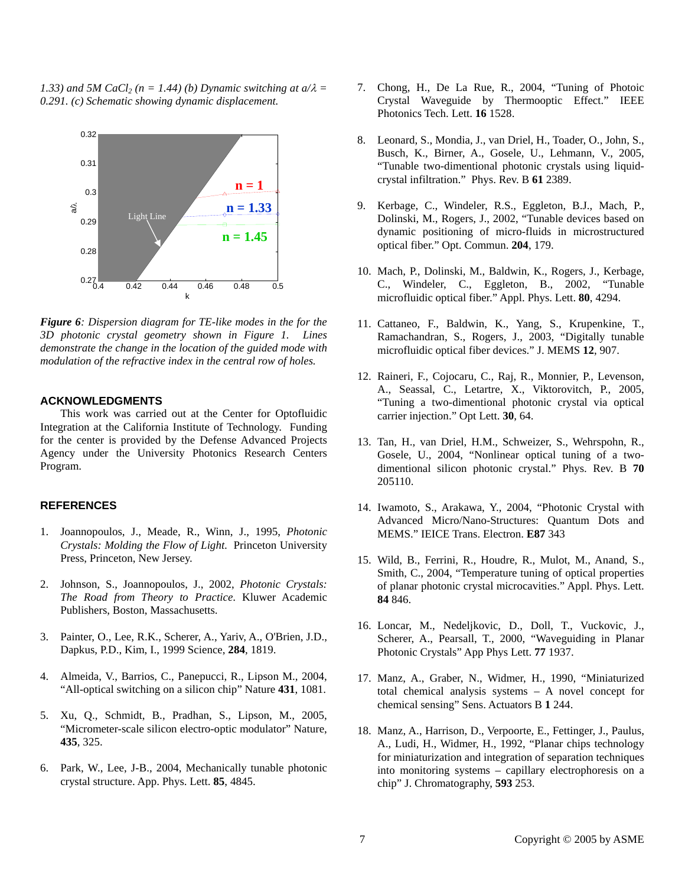*1.33) and 5M $CaCl_2$ (n = 1.44) (b) Dynamic switching at $a/\lambda$ = 0.291. (c) Schematic showing dynamic displacement.*

***Figure 6**: Dispersion diagram for TE-like modes in the for the 3D photonic crystal geometry shown in Figure 1. Lines demonstrate the change in the location of the guided mode with modulation of the refractive index in the central row of holes.*

## ACKNOWLEDGMENTS

This work was carried out at the Center for Optofluidic Integration at the California Institute of Technology. Funding for the center is provided by the Defense Advanced Projects Agency under the University Photonics Research Centers Program.

## REFERENCES

1. Joannopoulos, J., Meade, R., Winn, J., 1995, *Photonic Crystals: Molding the Flow of Light.* Princeton University Press, Princeton, New Jersey.

2. Johnson, S., Joannopoulos, J., 2002, *Photonic Crystals: The Road from Theory to Practice*. Kluwer Academic Publishers, Boston, Massachusetts.

3. Painter, O., Lee, R.K., Scherer, A., Yariv, A., O'Brien, J.D., Dapkus, P.D., Kim, I., 1999 Science, **284**, 1819.

4. Almeida, V., Barrios, C., Panepucci, R., Lipson M., 2004, "All-optical switching on a silicon chip" Nature **431**, 1081.

5. Xu, Q., Schmidt, B., Pradhan, S., Lipson, M., 2005, "Micrometer-scale silicon electro-optic modulator" Nature, **435**, 325.

6. Park, W., Lee, J-B., 2004, Mechanically tunable photonic crystal structure. App. Phys. Lett. **85**, 4845.

7. Chong, H., De La Rue, R., 2004, "Tuning of Photoic Crystal Waveguide by Thermooptic Effect." IEEE Photonics Tech. Lett. **16** 1528.

8. Leonard, S., Mondia, J., van Driel, H., Toader, O., John, S., Busch, K., Birner, A., Gosele, U., Lehmann, V., 2005, "Tunable two-dimentional photonic crystals using liquid-crystal infiltration." Phys. Rev. B **61** 2389.

9. Kerbage, C., Windeler, R.S., Eggleton, B.J., Mach, P., Dolinski, M., Rogers, J., 2002, "Tunable devices based on dynamic positioning of micro-fluids in microstructured optical fiber." Opt. Commun. **204**, 179.

10. Mach, P., Dolinski, M., Baldwin, K., Rogers, J., Kerbage, C., Windeler, R.S., Eggleton, B., 2002, "Tunable microfluidic optical fiber." Appl. Phys. Lett. **80**, 4294.

11. Cattaneo, F., Baldwin, K., Yang, S., Krupenkine, T., Ramachandran, S., Rogers, J., 2003, "Digitally tunable microfluidic optical fiber devices." J. MEMS **12**, 907.

12. Raineri, F., Cojocaru, C., Raj, R., Monnier, P., Levenson, A., Seassal, C., Letartre, X., Viktorovitch, P., 2005, "Tuning a two-dimentional photonic crystal via optical carrier injection." Opt Lett. **30**, 64.

13. Tan, H., van Driel, H.M., Schweizer, S., Wehrspohn, R., Gosele, U., 2004, "Nonlinear optical tuning of a two-dimentional silicon photonic crystal." Phys. Rev. B **70** 205110.

14. Iwamoto, S., Arakawa, Y., 2004, "Photonic Crystal with Advanced Micro/Nano-Structures: Quantum Dots and MEMS." IEICE Trans. Electron. **E87** 343

15. Wild, B., Ferrini, R., Houdre, R., Mulot, M., Anand, S., Smith, C., 2004, "Temperature tuning of optical properties of planar photonic crystal microcavities." Appl. Phys. Lett. **84** 846.

16. Loncar, M., Nedeljkovic, D., Doll, T., Vuckovic, J., Scherer, A., Pearsall, T., 2000, "Waveguiding in Planar Photonic Crystals" App Phys Lett. **77** 1937.

17. Manz, A., Graber, N., Widmer, H., 1990, "Miniaturized total chemical analysis systems – A novel concept for chemical sensing" Sens. Actuators B **1** 244.

18. Manz, A., Harrison, D., Verpoorte, E., Fettinger, J., Paulus, A., Ludi, H., Widmer, H., 1992, "Planar chips technology for miniaturization and integration of separation techniques into monitoring systems – capillary electrophoresis on a chip" J. Chromatography, **593** 253.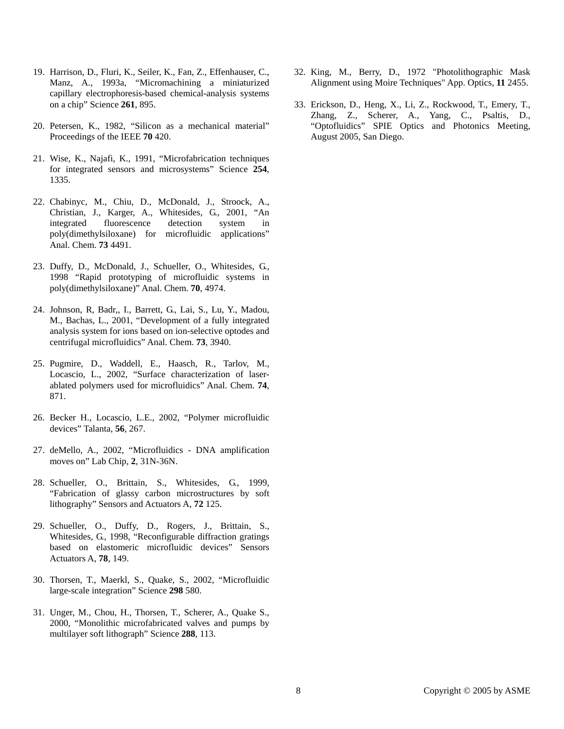19. Harrison, D., Fluri, K., Seiler, K., Fan, Z., Effenhauser, C., Manz, A., 1993a, “Micromachining a miniaturized capillary electrophoresis-based chemical-analysis systems on a chip” Science **261**, 895.

20. Petersen, K., 1982, “Silicon as a mechanical material” Proceedings of the IEEE **70** 420.

21. Wise, K., Najafi, K., 1991, “Microfabrication techniques for integrated sensors and microsystems” Science **254**, 1335.

22. Chabinyc, M., Chiu, D., McDonald, J., Stroock, A., Christian, J., Karger, A., Whitesides, G., 2001, “An integrated fluorescence detection system in poly(dimethylsiloxane) for microfluidic applications” Anal. Chem. **73** 4491.

23. Duffy, D., McDonald, J., Schueller, O., Whitesides, G., 1998 “Rapid prototyping of microfluidic systems in poly(dimethylsiloxane)” Anal. Chem. **70**, 4974.

24. Johnson, R, Badr,, I., Barrett, G., Lai, S., Lu, Y., Madou, M., Bachas, L., 2001, “Development of a fully integrated analysis system for ions based on ion-selective optodes and centrifugal microfluidics” Anal. Chem. **73**, 3940.

25. Pugmire, D., Waddell, E., Haasch, R., Tarlov, M., Locascio, L., 2002, “Surface characterization of laser-ablated polymers used for microfluidics” Anal. Chem. **74**, 871.

26. Becker H., Locascio, L.E., 2002, “Polymer microfluidic devices” Talanta, **56**, 267.

27. deMello, A., 2002, “Microfluidics - DNA amplification moves on” Lab Chip, **2**, 31N-36N.

28. Schueller, O., Brittain, S., Whitesides, G., 1999, “Fabrication of glassy carbon microstructures by soft lithography” Sensors and Actuators A, **72** 125.

29. Schueller, O., Duffy, D., Rogers, J., Brittain, S., Whitesides, G., 1998, “Reconfigurable diffraction gratings based on elastomeric microfluidic devices” Sensors Actuators A, **78**, 149.

30. Thorsen, T., Maerkl, S., Quake, S., 2002, “Microfluidic large-scale integration” Science **298** 580.

31. Unger, M., Chou, H., Thorsen, T., Scherer, A., Quake S., 2000, “Monolithic microfabricated valves and pumps by multilayer soft lithograph” Science **288**, 113.

32. King, M., Berry, D., 1972 "Photolithographic Mask Alignment using Moire Techniques" App. Optics, **11** 2455.

33. Erickson, D., Heng, X., Li, Z., Rockwood, T., Emery, T., Zhang, Z., Scherer, A., Yang, C., Psaltis, D., “Optofluidics” SPIE Optics and Photonics Meeting, August 2005, San Diego.